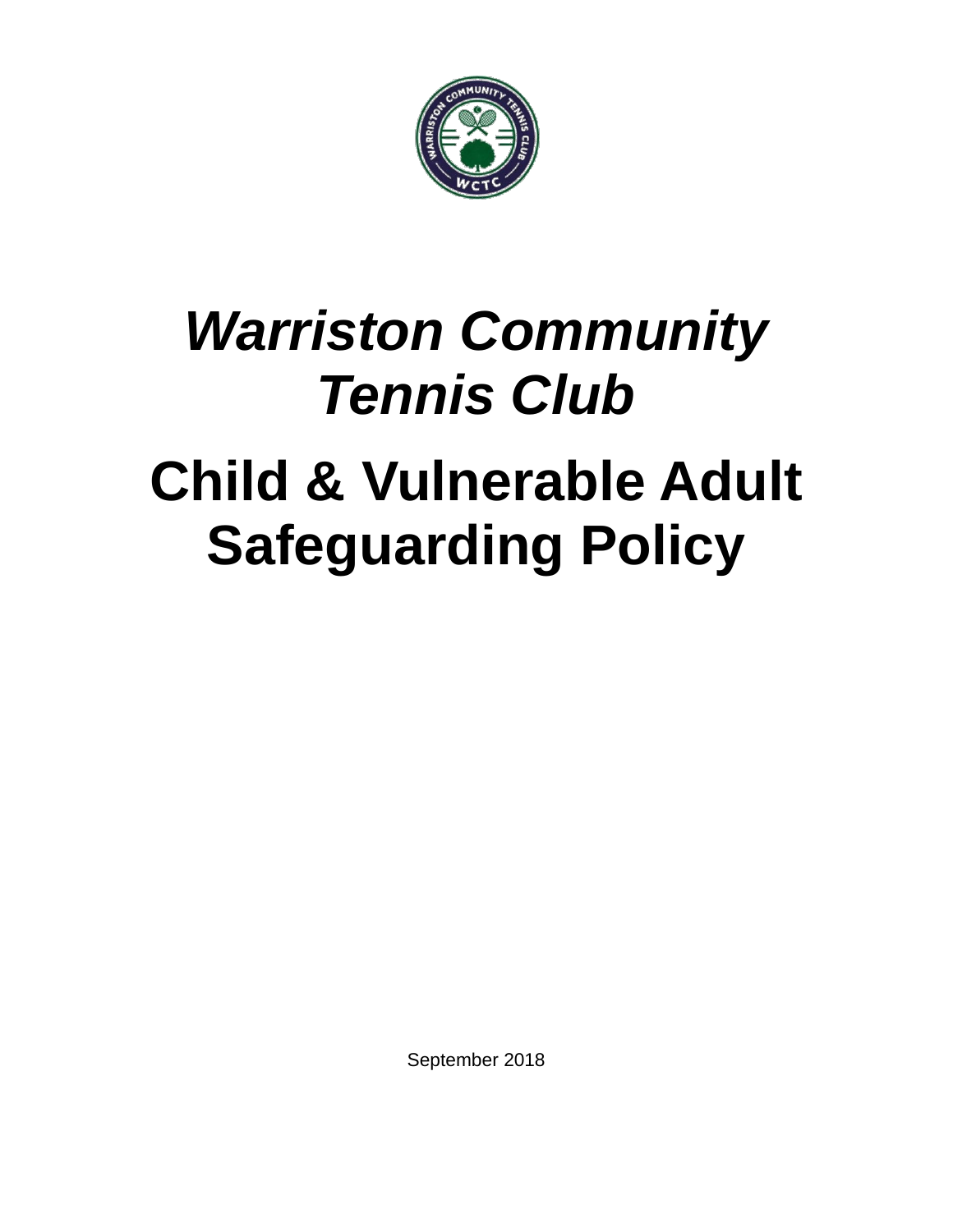# *Warriston Community Tennis Club*

# Child & Vulnerable Adult Safeguarding Policy

September 2018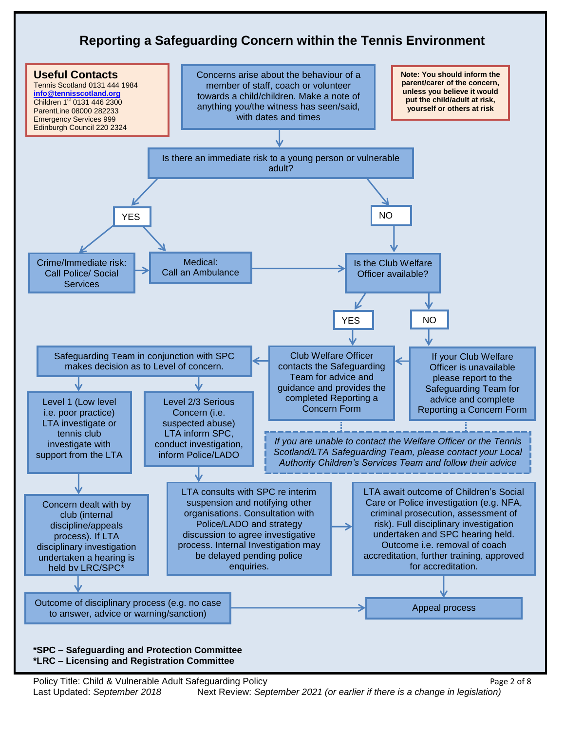# Reporting a Safeguarding Concern within the Tennis Environment

**Useful Contacts**
Tennis Scotland 0131 444 1984
info@tennisscotland.org
Children 1st 0131 446 2300
ParentLine 08000 282233
Emergency Services 999
Edinburgh Council 220 2324

**Note: You should inform the parent/carer of the concern, unless you believe it would put the child/adult at risk, yourself or others at risk**

Concerns arise about the behaviour of a member of staff, coach or volunteer towards a child/children. Make a note of anything you/the witness has seen/said, with dates and times

Is there an immediate risk to a young person or vulnerable adult?

- **YES**
  - Crime/Immediate risk: Call Police/ Social Services
  - Medical: Call an Ambulance
- **NO**

Is the Club Welfare Officer available?

- **YES** – Club Welfare Officer contacts the Safeguarding Team for advice and guidance and provides the completed Reporting a Concern Form
- **NO** – If your Club Welfare Officer is unavailable please report to the Safeguarding Team for advice and complete Reporting a Concern Form

*If you are unable to contact the Welfare Officer or the Tennis Scotland/LTA Safeguarding Team, please contact your Local Authority Children's Services Team and follow their advice*

Safeguarding Team in conjunction with SPC makes decision as to Level of concern.

- Level 1 (Low level i.e. poor practice) LTA investigate or tennis club investigate with support from the LTA
  - Concern dealt with by club (internal discipline/appeals process). If LTA disciplinary investigation undertaken a hearing is held by LRC/SPC*
  - Outcome of disciplinary process (e.g. no case to answer, advice or warning/sanction)
- Level 2/3 Serious Concern (i.e. suspected abuse) LTA inform SPC, conduct investigation, inform Police/LADO
  - LTA consults with SPC re interim suspension and notifying other organisations. Consultation with Police/LADO and strategy discussion to agree investigative process. Internal Investigation may be delayed pending police enquiries.
  - LTA await outcome of Children's Social Care or Police investigation (e.g. NFA, criminal prosecution, assessment of risk). Full disciplinary investigation undertaken and SPC hearing held. Outcome i.e. removal of coach accreditation, further training, approved for accreditation.

Appeal process

**\*SPC – Safeguarding and Protection Committee**
**\*LRC – Licensing and Registration Committee**

Policy Title: Child & Vulnerable Adult Safeguarding Policy
Last Updated: *September 2018* Next Review: *September 2021 (or earlier if there is a change in legislation)*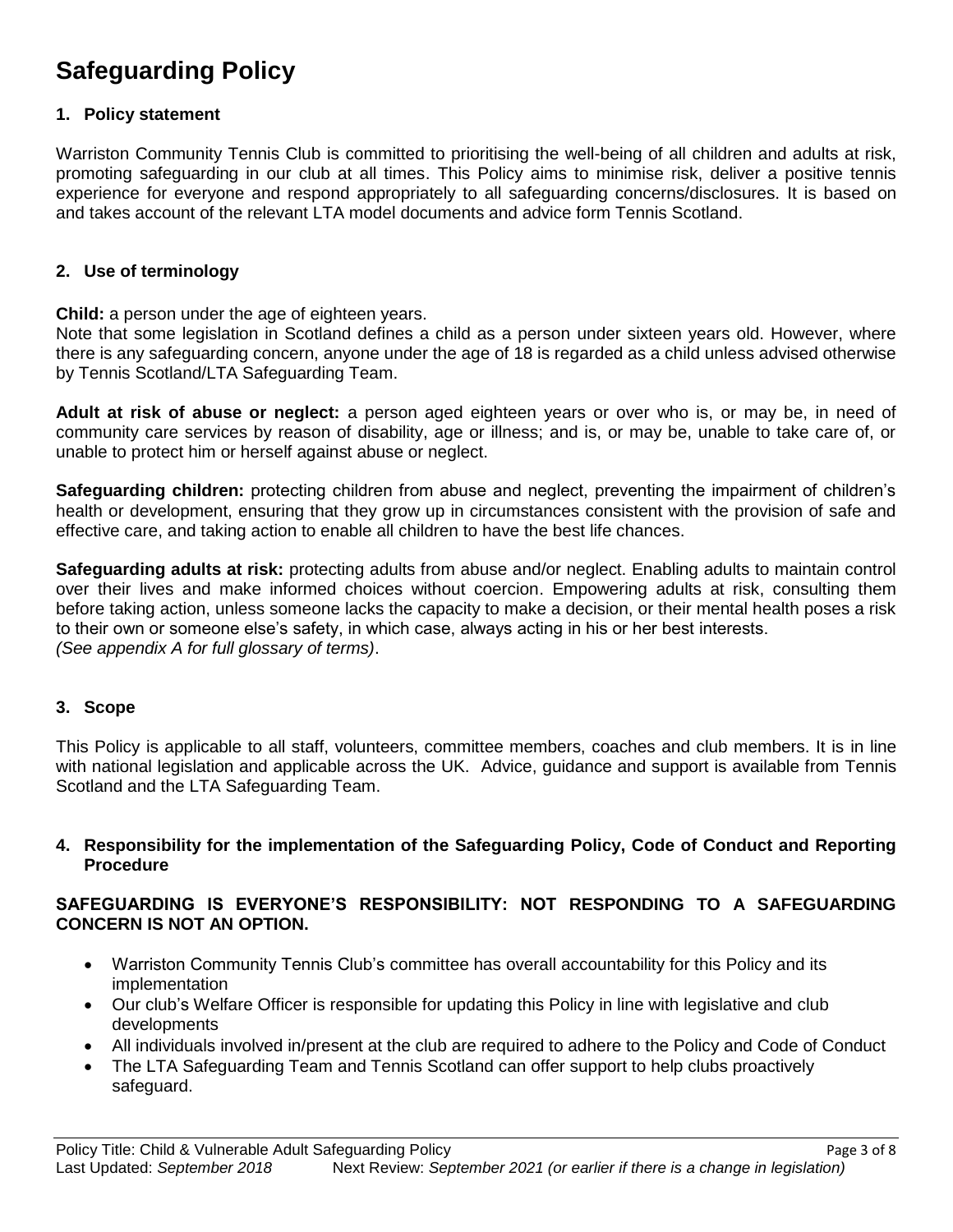# Safeguarding Policy

## 1. Policy statement

Warriston Community Tennis Club is committed to prioritising the well-being of all children and adults at risk, promoting safeguarding in our club at all times. This Policy aims to minimise risk, deliver a positive tennis experience for everyone and respond appropriately to all safeguarding concerns/disclosures. It is based on and takes account of the relevant LTA model documents and advice form Tennis Scotland.

## 2. Use of terminology

**Child:** a person under the age of eighteen years.
Note that some legislation in Scotland defines a child as a person under sixteen years old. However, where there is any safeguarding concern, anyone under the age of 18 is regarded as a child unless advised otherwise by Tennis Scotland/LTA Safeguarding Team.

**Adult at risk of abuse or neglect:** a person aged eighteen years or over who is, or may be, in need of community care services by reason of disability, age or illness; and is, or may be, unable to take care of, or unable to protect him or herself against abuse or neglect.

**Safeguarding children:** protecting children from abuse and neglect, preventing the impairment of children's health or development, ensuring that they grow up in circumstances consistent with the provision of safe and effective care, and taking action to enable all children to have the best life chances.

**Safeguarding adults at risk:** protecting adults from abuse and/or neglect. Enabling adults to maintain control over their lives and make informed choices without coercion. Empowering adults at risk, consulting them before taking action, unless someone lacks the capacity to make a decision, or their mental health poses a risk to their own or someone else's safety, in which case, always acting in his or her best interests.
*(See appendix A for full glossary of terms)*.

## 3. Scope

This Policy is applicable to all staff, volunteers, committee members, coaches and club members. It is in line with national legislation and applicable across the UK. Advice, guidance and support is available from Tennis Scotland and the LTA Safeguarding Team.

## 4. Responsibility for the implementation of the Safeguarding Policy, Code of Conduct and Reporting Procedure

**SAFEGUARDING IS EVERYONE'S RESPONSIBILITY: NOT RESPONDING TO A SAFEGUARDING CONCERN IS NOT AN OPTION.**

- Warriston Community Tennis Club's committee has overall accountability for this Policy and its implementation
- Our club's Welfare Officer is responsible for updating this Policy in line with legislative and club developments
- All individuals involved in/present at the club are required to adhere to the Policy and Code of Conduct
- The LTA Safeguarding Team and Tennis Scotland can offer support to help clubs proactively safeguard.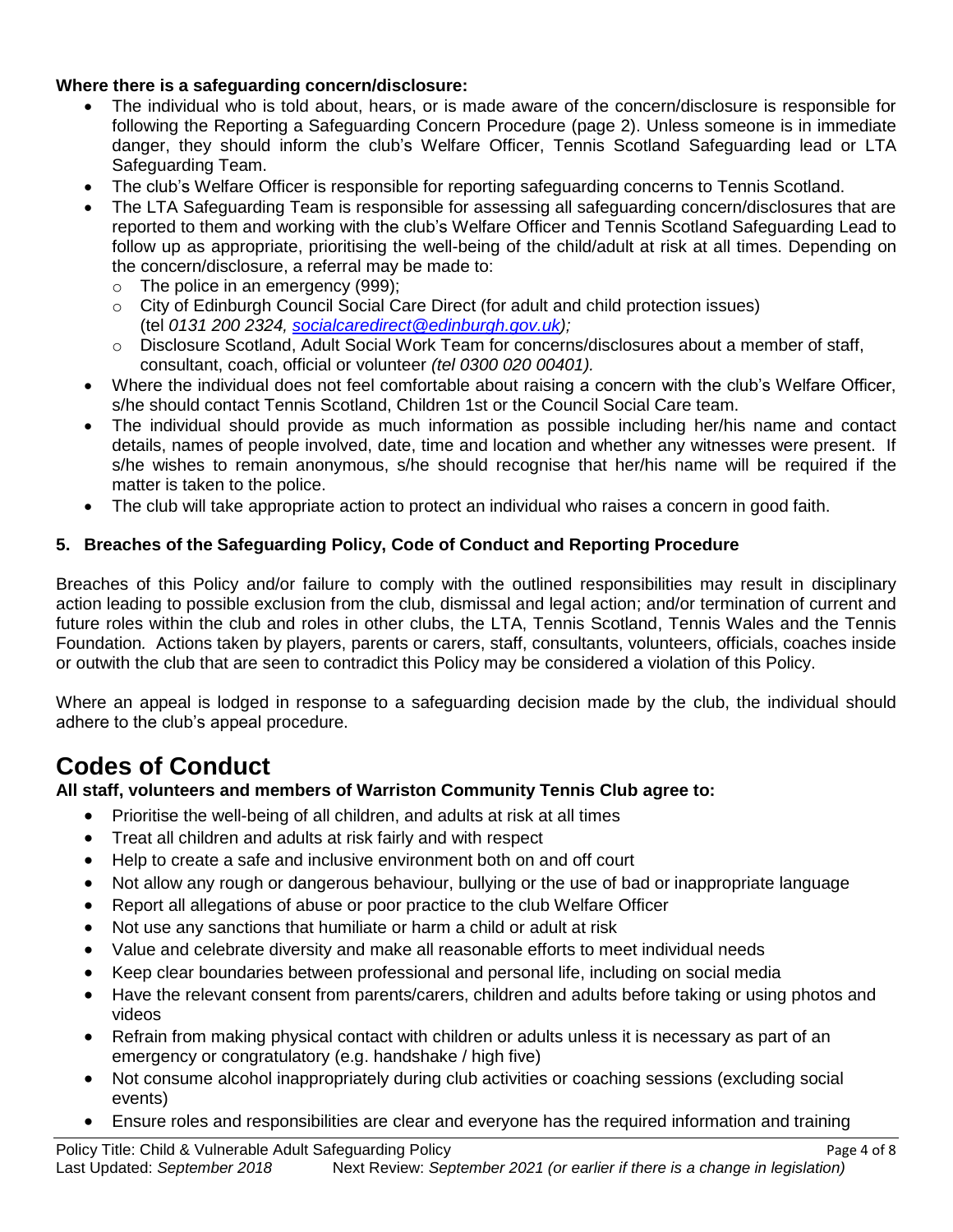**Where there is a safeguarding concern/disclosure:**

- The individual who is told about, hears, or is made aware of the concern/disclosure is responsible for following the Reporting a Safeguarding Concern Procedure (page 2). Unless someone is in immediate danger, they should inform the club's Welfare Officer, Tennis Scotland Safeguarding lead or LTA Safeguarding Team.
- The club's Welfare Officer is responsible for reporting safeguarding concerns to Tennis Scotland.
- The LTA Safeguarding Team is responsible for assessing all safeguarding concern/disclosures that are reported to them and working with the club's Welfare Officer and Tennis Scotland Safeguarding Lead to follow up as appropriate, prioritising the well-being of the child/adult at risk at all times. Depending on the concern/disclosure, a referral may be made to:
  - The police in an emergency (999);
  - City of Edinburgh Council Social Care Direct (for adult and child protection issues) (tel *0131 200 2324, socialcaredirect@edinburgh.gov.uk);*
  - Disclosure Scotland, Adult Social Work Team for concerns/disclosures about a member of staff, consultant, coach, official or volunteer *(tel 0300 020 00401).*
- Where the individual does not feel comfortable about raising a concern with the club's Welfare Officer, s/he should contact Tennis Scotland, Children 1st or the Council Social Care team.
- The individual should provide as much information as possible including her/his name and contact details, names of people involved, date, time and location and whether any witnesses were present. If s/he wishes to remain anonymous, s/he should recognise that her/his name will be required if the matter is taken to the police.
- The club will take appropriate action to protect an individual who raises a concern in good faith.

**5. Breaches of the Safeguarding Policy, Code of Conduct and Reporting Procedure**

Breaches of this Policy and/or failure to comply with the outlined responsibilities may result in disciplinary action leading to possible exclusion from the club, dismissal and legal action; and/or termination of current and future roles within the club and roles in other clubs, the LTA, Tennis Scotland, Tennis Wales and the Tennis Foundation*.* Actions taken by players, parents or carers, staff, consultants, volunteers, officials, coaches inside or outwith the club that are seen to contradict this Policy may be considered a violation of this Policy.

Where an appeal is lodged in response to a safeguarding decision made by the club, the individual should adhere to the club's appeal procedure.

# Codes of Conduct

**All staff, volunteers and members of Warriston Community Tennis Club agree to:**

- Prioritise the well-being of all children, and adults at risk at all times
- Treat all children and adults at risk fairly and with respect
- Help to create a safe and inclusive environment both on and off court
- Not allow any rough or dangerous behaviour, bullying or the use of bad or inappropriate language
- Report all allegations of abuse or poor practice to the club Welfare Officer
- Not use any sanctions that humiliate or harm a child or adult at risk
- Value and celebrate diversity and make all reasonable efforts to meet individual needs
- Keep clear boundaries between professional and personal life, including on social media
- Have the relevant consent from parents/carers, children and adults before taking or using photos and videos
- Refrain from making physical contact with children or adults unless it is necessary as part of an emergency or congratulatory (e.g. handshake / high five)
- Not consume alcohol inappropriately during club activities or coaching sessions (excluding social events)
- Ensure roles and responsibilities are clear and everyone has the required information and training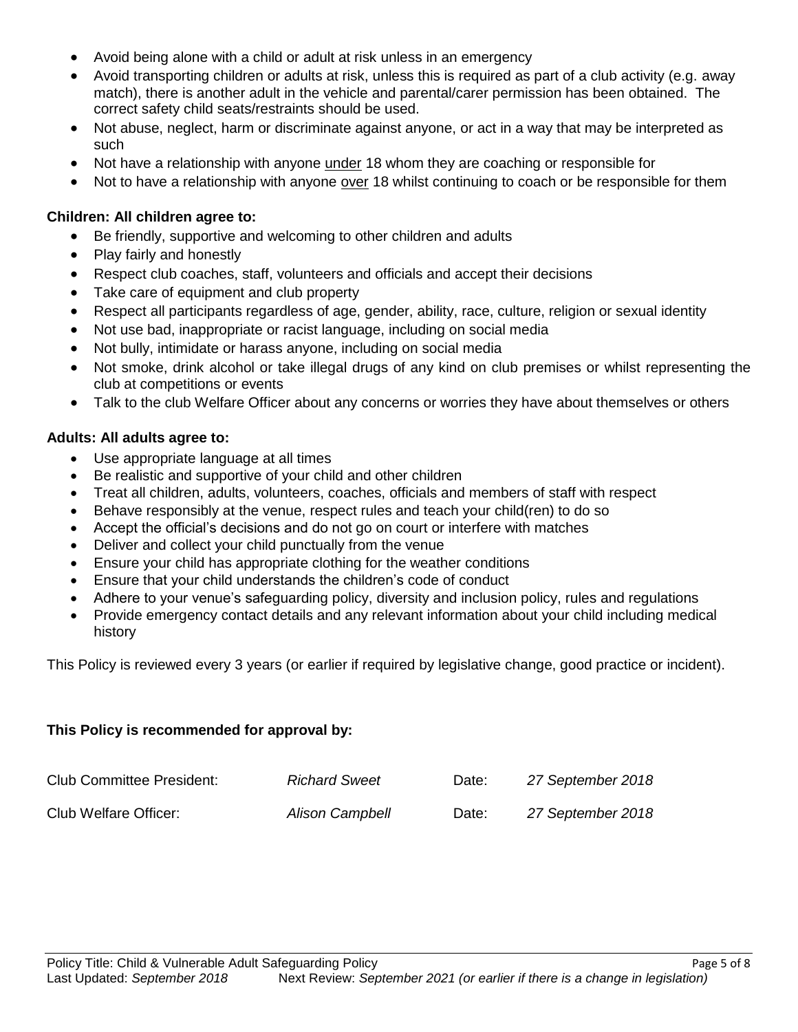- Avoid being alone with a child or adult at risk unless in an emergency
- Avoid transporting children or adults at risk, unless this is required as part of a club activity (e.g. away match), there is another adult in the vehicle and parental/carer permission has been obtained. The correct safety child seats/restraints should be used.
- Not abuse, neglect, harm or discriminate against anyone, or act in a way that may be interpreted as such
- Not have a relationship with anyone <u>under</u> 18 whom they are coaching or responsible for
- Not to have a relationship with anyone <u>over</u> 18 whilst continuing to coach or be responsible for them

**Children: All children agree to:**

- Be friendly, supportive and welcoming to other children and adults
- Play fairly and honestly
- Respect club coaches, staff, volunteers and officials and accept their decisions
- Take care of equipment and club property
- Respect all participants regardless of age, gender, ability, race, culture, religion or sexual identity
- Not use bad, inappropriate or racist language, including on social media
- Not bully, intimidate or harass anyone, including on social media
- Not smoke, drink alcohol or take illegal drugs of any kind on club premises or whilst representing the club at competitions or events
- Talk to the club Welfare Officer about any concerns or worries they have about themselves or others

**Adults: All adults agree to:**

- Use appropriate language at all times
- Be realistic and supportive of your child and other children
- Treat all children, adults, volunteers, coaches, officials and members of staff with respect
- Behave responsibly at the venue, respect rules and teach your child(ren) to do so
- Accept the official's decisions and do not go on court or interfere with matches
- Deliver and collect your child punctually from the venue
- Ensure your child has appropriate clothing for the weather conditions
- Ensure that your child understands the children's code of conduct
- Adhere to your venue's safeguarding policy, diversity and inclusion policy, rules and regulations
- Provide emergency contact details and any relevant information about your child including medical history

This Policy is reviewed every 3 years (or earlier if required by legislative change, good practice or incident).

**This Policy is recommended for approval by:**

| | | | |
|---|---|---|---|
| Club Committee President: | *Richard Sweet* | Date: | *27 September 2018* |
| Club Welfare Officer: | *Alison Campbell* | Date: | *27 September 2018* |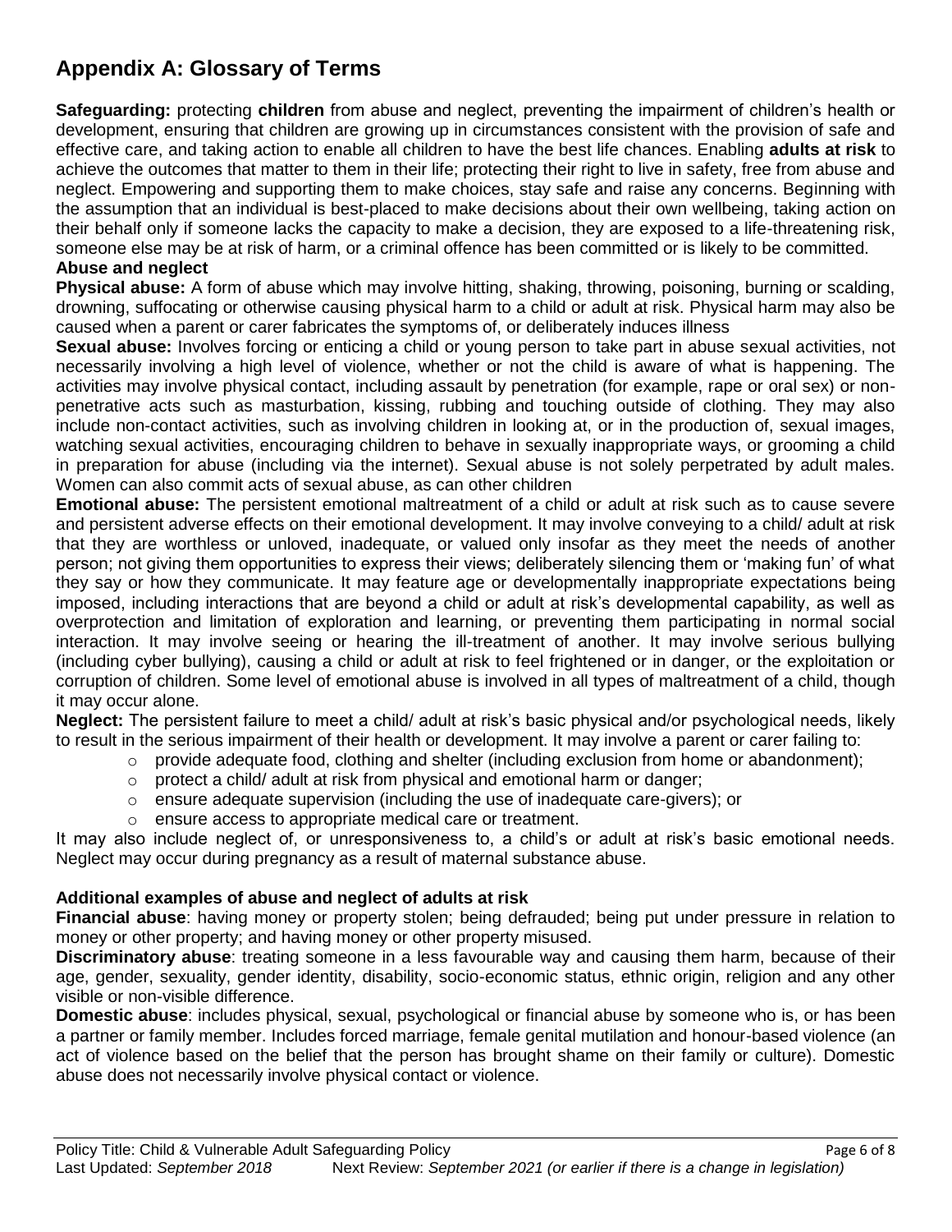## Appendix A: Glossary of Terms

**Safeguarding:** protecting **children** from abuse and neglect, preventing the impairment of children's health or development, ensuring that children are growing up in circumstances consistent with the provision of safe and effective care, and taking action to enable all children to have the best life chances. Enabling **adults at risk** to achieve the outcomes that matter to them in their life; protecting their right to live in safety, free from abuse and neglect. Empowering and supporting them to make choices, stay safe and raise any concerns. Beginning with the assumption that an individual is best-placed to make decisions about their own wellbeing, taking action on their behalf only if someone lacks the capacity to make a decision, they are exposed to a life-threatening risk, someone else may be at risk of harm, or a criminal offence has been committed or is likely to be committed.

**Abuse and neglect**

**Physical abuse:** A form of abuse which may involve hitting, shaking, throwing, poisoning, burning or scalding, drowning, suffocating or otherwise causing physical harm to a child or adult at risk. Physical harm may also be caused when a parent or carer fabricates the symptoms of, or deliberately induces illness

**Sexual abuse:** Involves forcing or enticing a child or young person to take part in abuse sexual activities, not necessarily involving a high level of violence, whether or not the child is aware of what is happening. The activities may involve physical contact, including assault by penetration (for example, rape or oral sex) or non-penetrative acts such as masturbation, kissing, rubbing and touching outside of clothing. They may also include non-contact activities, such as involving children in looking at, or in the production of, sexual images, watching sexual activities, encouraging children to behave in sexually inappropriate ways, or grooming a child in preparation for abuse (including via the internet). Sexual abuse is not solely perpetrated by adult males. Women can also commit acts of sexual abuse, as can other children

**Emotional abuse:** The persistent emotional maltreatment of a child or adult at risk such as to cause severe and persistent adverse effects on their emotional development. It may involve conveying to a child/ adult at risk that they are worthless or unloved, inadequate, or valued only insofar as they meet the needs of another person; not giving them opportunities to express their views; deliberately silencing them or 'making fun' of what they say or how they communicate. It may feature age or developmentally inappropriate expectations being imposed, including interactions that are beyond a child or adult at risk's developmental capability, as well as overprotection and limitation of exploration and learning, or preventing them participating in normal social interaction. It may involve seeing or hearing the ill-treatment of another. It may involve serious bullying (including cyber bullying), causing a child or adult at risk to feel frightened or in danger, or the exploitation or corruption of children. Some level of emotional abuse is involved in all types of maltreatment of a child, though it may occur alone.

**Neglect:** The persistent failure to meet a child/ adult at risk's basic physical and/or psychological needs, likely to result in the serious impairment of their health or development. It may involve a parent or carer failing to:

- provide adequate food, clothing and shelter (including exclusion from home or abandonment);
- protect a child/ adult at risk from physical and emotional harm or danger;
- ensure adequate supervision (including the use of inadequate care-givers); or
- ensure access to appropriate medical care or treatment.

It may also include neglect of, or unresponsiveness to, a child's or adult at risk's basic emotional needs. Neglect may occur during pregnancy as a result of maternal substance abuse.

**Additional examples of abuse and neglect of adults at risk**

**Financial abuse**: having money or property stolen; being defrauded; being put under pressure in relation to money or other property; and having money or other property misused.

**Discriminatory abuse**: treating someone in a less favourable way and causing them harm, because of their age, gender, sexuality, gender identity, disability, socio-economic status, ethnic origin, religion and any other visible or non-visible difference.

**Domestic abuse**: includes physical, sexual, psychological or financial abuse by someone who is, or has been a partner or family member. Includes forced marriage, female genital mutilation and honour-based violence (an act of violence based on the belief that the person has brought shame on their family or culture). Domestic abuse does not necessarily involve physical contact or violence.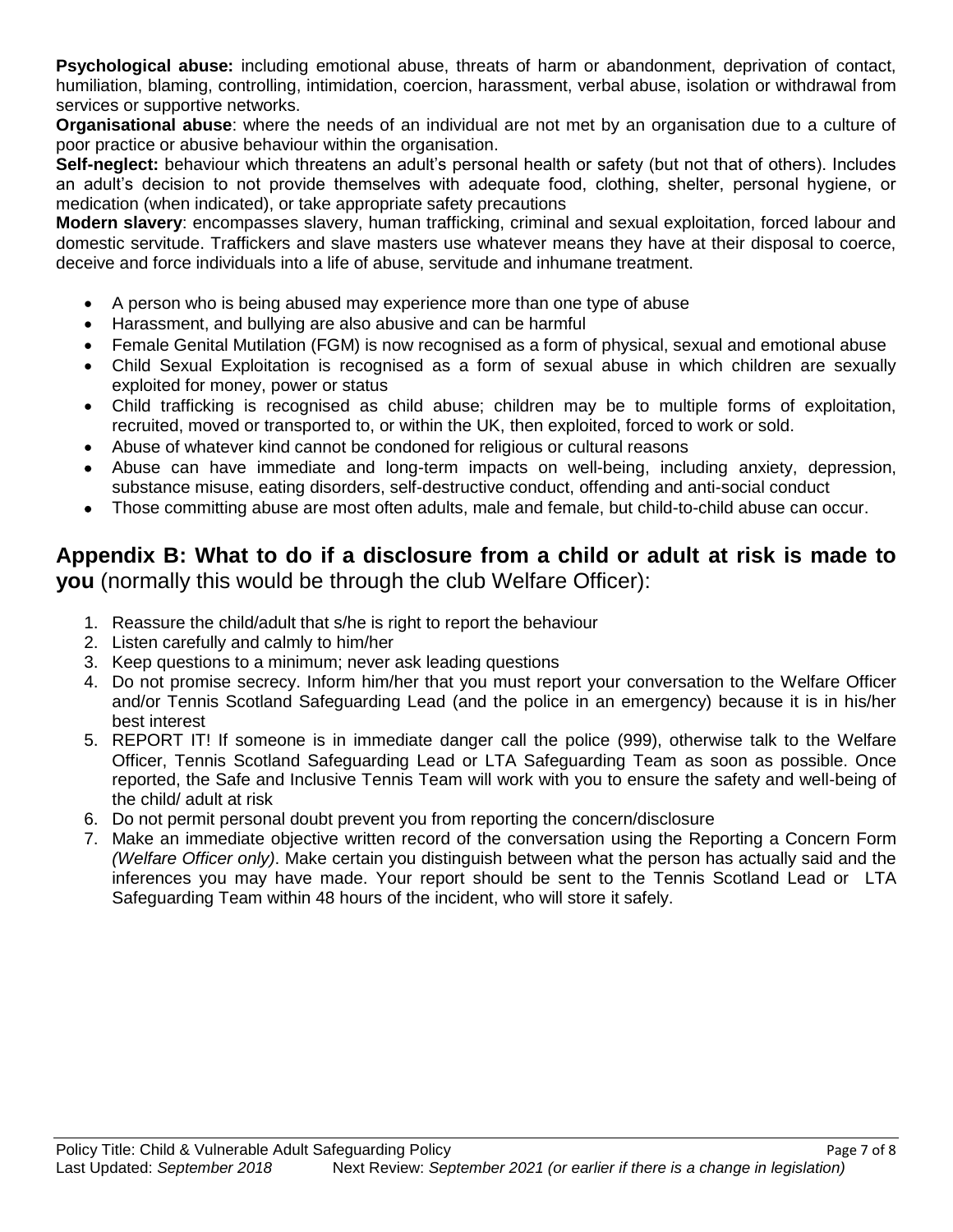**Psychological abuse:** including emotional abuse, threats of harm or abandonment, deprivation of contact, humiliation, blaming, controlling, intimidation, coercion, harassment, verbal abuse, isolation or withdrawal from services or supportive networks.

**Organisational abuse**: where the needs of an individual are not met by an organisation due to a culture of poor practice or abusive behaviour within the organisation.

**Self-neglect:** behaviour which threatens an adult's personal health or safety (but not that of others). Includes an adult's decision to not provide themselves with adequate food, clothing, shelter, personal hygiene, or medication (when indicated), or take appropriate safety precautions

**Modern slavery**: encompasses slavery, human trafficking, criminal and sexual exploitation, forced labour and domestic servitude. Traffickers and slave masters use whatever means they have at their disposal to coerce, deceive and force individuals into a life of abuse, servitude and inhumane treatment.

- A person who is being abused may experience more than one type of abuse
- Harassment, and bullying are also abusive and can be harmful
- Female Genital Mutilation (FGM) is now recognised as a form of physical, sexual and emotional abuse
- Child Sexual Exploitation is recognised as a form of sexual abuse in which children are sexually exploited for money, power or status
- Child trafficking is recognised as child abuse; children may be to multiple forms of exploitation, recruited, moved or transported to, or within the UK, then exploited, forced to work or sold.
- Abuse of whatever kind cannot be condoned for religious or cultural reasons
- Abuse can have immediate and long-term impacts on well-being, including anxiety, depression, substance misuse, eating disorders, self-destructive conduct, offending and anti-social conduct
- Those committing abuse are most often adults, male and female, but child-to-child abuse can occur.

## Appendix B: What to do if a disclosure from a child or adult at risk is made to you (normally this would be through the club Welfare Officer):

1. Reassure the child/adult that s/he is right to report the behaviour
2. Listen carefully and calmly to him/her
3. Keep questions to a minimum; never ask leading questions
4. Do not promise secrecy. Inform him/her that you must report your conversation to the Welfare Officer and/or Tennis Scotland Safeguarding Lead (and the police in an emergency) because it is in his/her best interest
5. REPORT IT! If someone is in immediate danger call the police (999), otherwise talk to the Welfare Officer, Tennis Scotland Safeguarding Lead or LTA Safeguarding Team as soon as possible. Once reported, the Safe and Inclusive Tennis Team will work with you to ensure the safety and well-being of the child/ adult at risk
6. Do not permit personal doubt prevent you from reporting the concern/disclosure
7. Make an immediate objective written record of the conversation using the Reporting a Concern Form *(Welfare Officer only)*. Make certain you distinguish between what the person has actually said and the inferences you may have made. Your report should be sent to the Tennis Scotland Lead or LTA Safeguarding Team within 48 hours of the incident, who will store it safely.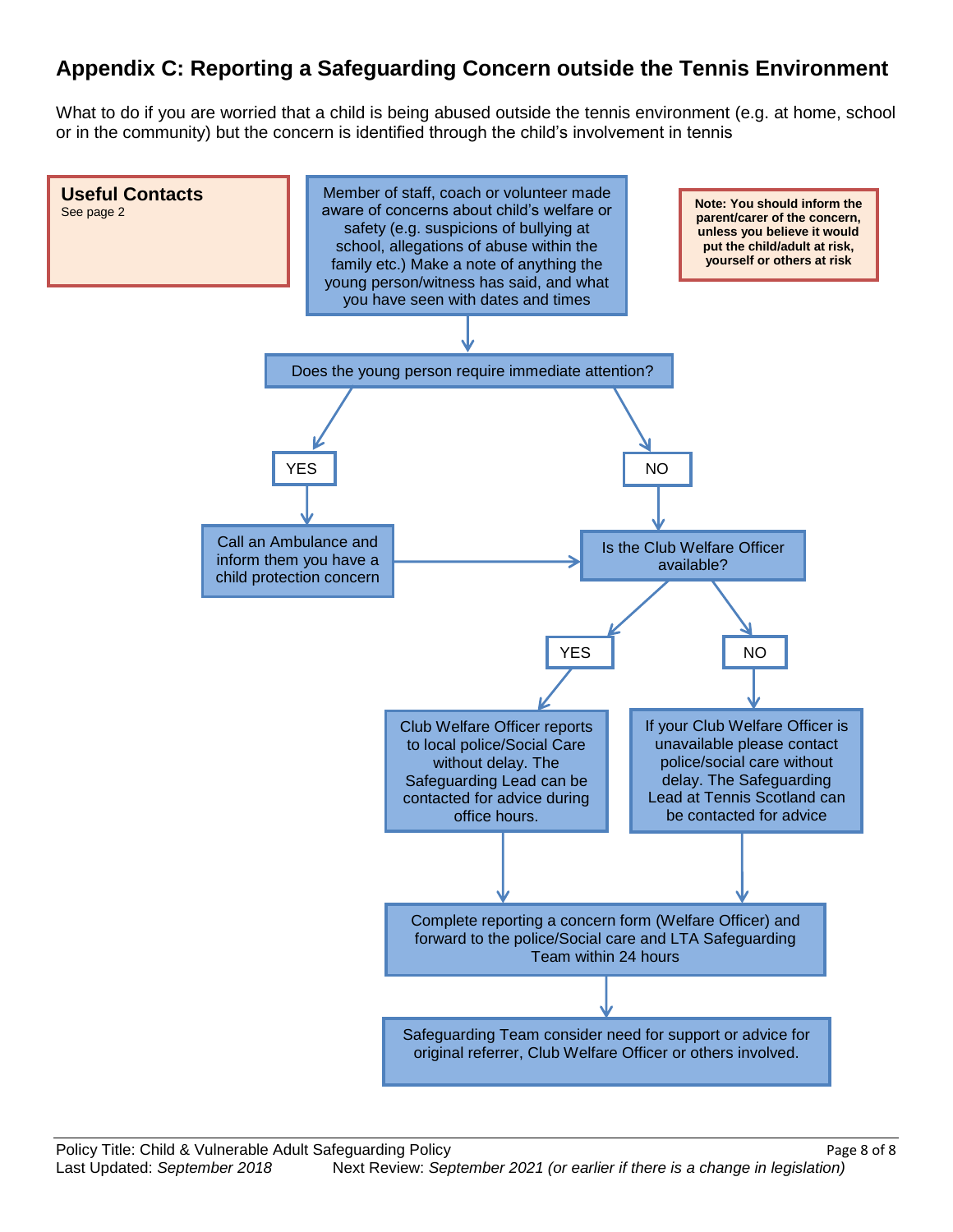## Appendix C: Reporting a Safeguarding Concern outside the Tennis Environment

What to do if you are worried that a child is being abused outside the tennis environment (e.g. at home, school or in the community) but the concern is identified through the child's involvement in tennis

**Useful Contacts**
See page 2

Member of staff, coach or volunteer made aware of concerns about child's welfare or safety (e.g. suspicions of bullying at school, allegations of abuse within the family etc.) Make a note of anything the young person/witness has said, and what you have seen with dates and times

**Note: You should inform the parent/carer of the concern, unless you believe it would put the child/adult at risk, yourself or others at risk**

Does the young person require immediate attention?

YES

Call an Ambulance and inform them you have a child protection concern

NO

Is the Club Welfare Officer available?

YES

Club Welfare Officer reports to local police/Social Care without delay. The Safeguarding Lead can be contacted for advice during office hours.

NO

If your Club Welfare Officer is unavailable please contact police/social care without delay. The Safeguarding Lead at Tennis Scotland can be contacted for advice

Complete reporting a concern form (Welfare Officer) and forward to the police/Social care and LTA Safeguarding Team within 24 hours

Safeguarding Team consider need for support or advice for original referrer, Club Welfare Officer or others involved.